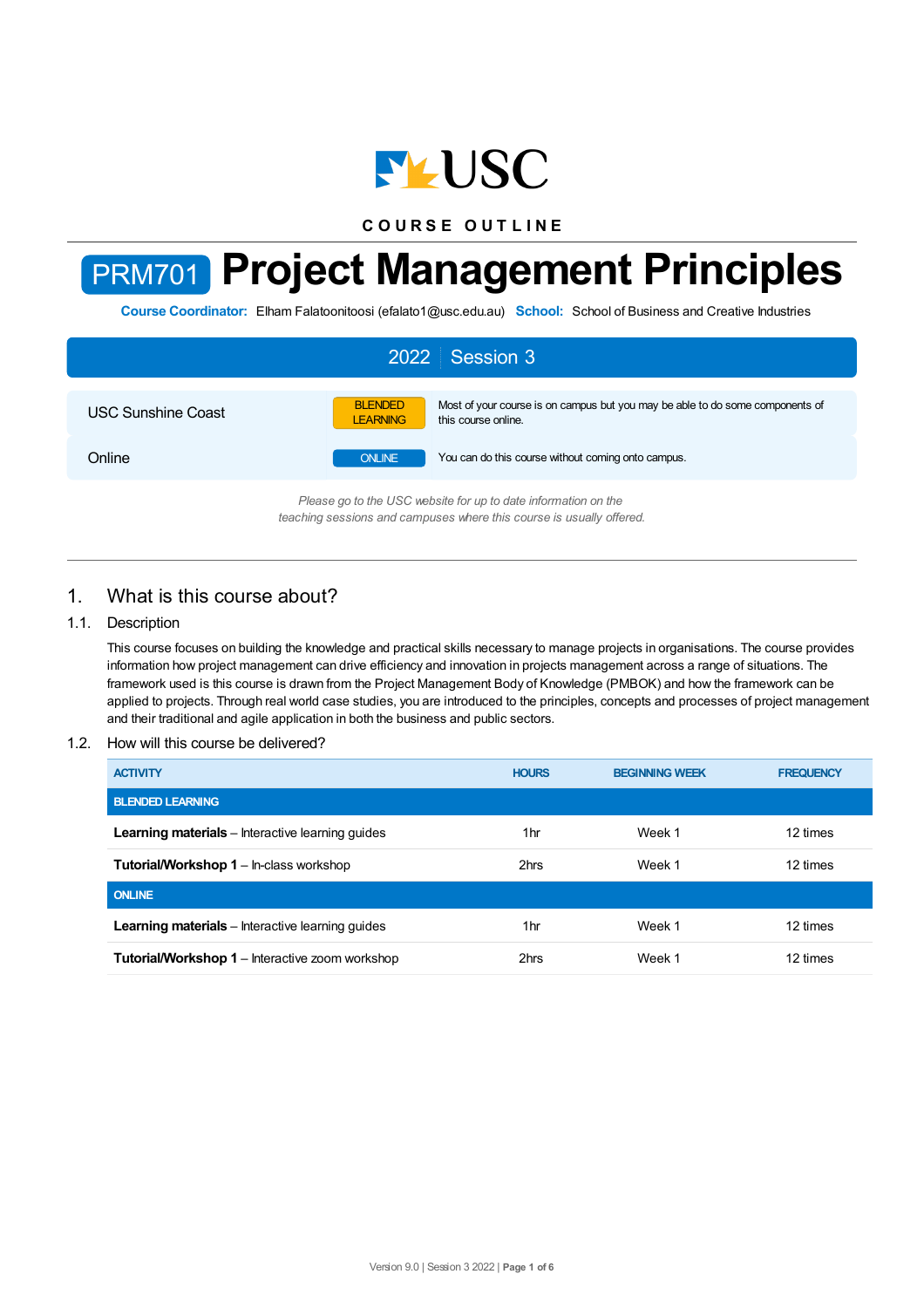USC

COURSE OUTLINE

# PRM701 Project Management Principles

**Course Coordinator:** Elham Falatoonitoosi (efalato1@usc.edu.au) **School:** School of Business and Creative Industries

## 2022 | Session 3

| | | |
|---|---|---|
| USC Sunshine Coast | BLENDED LEARNING | Most of your course is on campus but you may be able to do some components of this course online. |
| Online | ONLINE | You can do this course without coming onto campus. |

*Please go to the USC website for up to date information on the teaching sessions and campuses where this course is usually offered.*

## 1. What is this course about?

### 1.1. Description

This course focuses on building the knowledge and practical skills necessary to manage projects in organisations. The course provides information how project management can drive efficiency and innovation in projects management across a range of situations. The framework used is this course is drawn from the Project Management Body of Knowledge (PMBOK) and how the framework can be applied to projects. Through real world case studies, you are introduced to the principles, concepts and processes of project management and their traditional and agile application in both the business and public sectors.

### 1.2. How will this course be delivered?

| ACTIVITY | HOURS | BEGINNING WEEK | FREQUENCY |
|---|---|---|---|
| **BLENDED LEARNING** | | | |
| **Learning materials** – Interactive learning guides | 1hr | Week 1 | 12 times |
| **Tutorial/Workshop 1** – In-class workshop | 2hrs | Week 1 | 12 times |
| **ONLINE** | | | |
| **Learning materials** – Interactive learning guides | 1hr | Week 1 | 12 times |
| **Tutorial/Workshop 1** – Interactive zoom workshop | 2hrs | Week 1 | 12 times |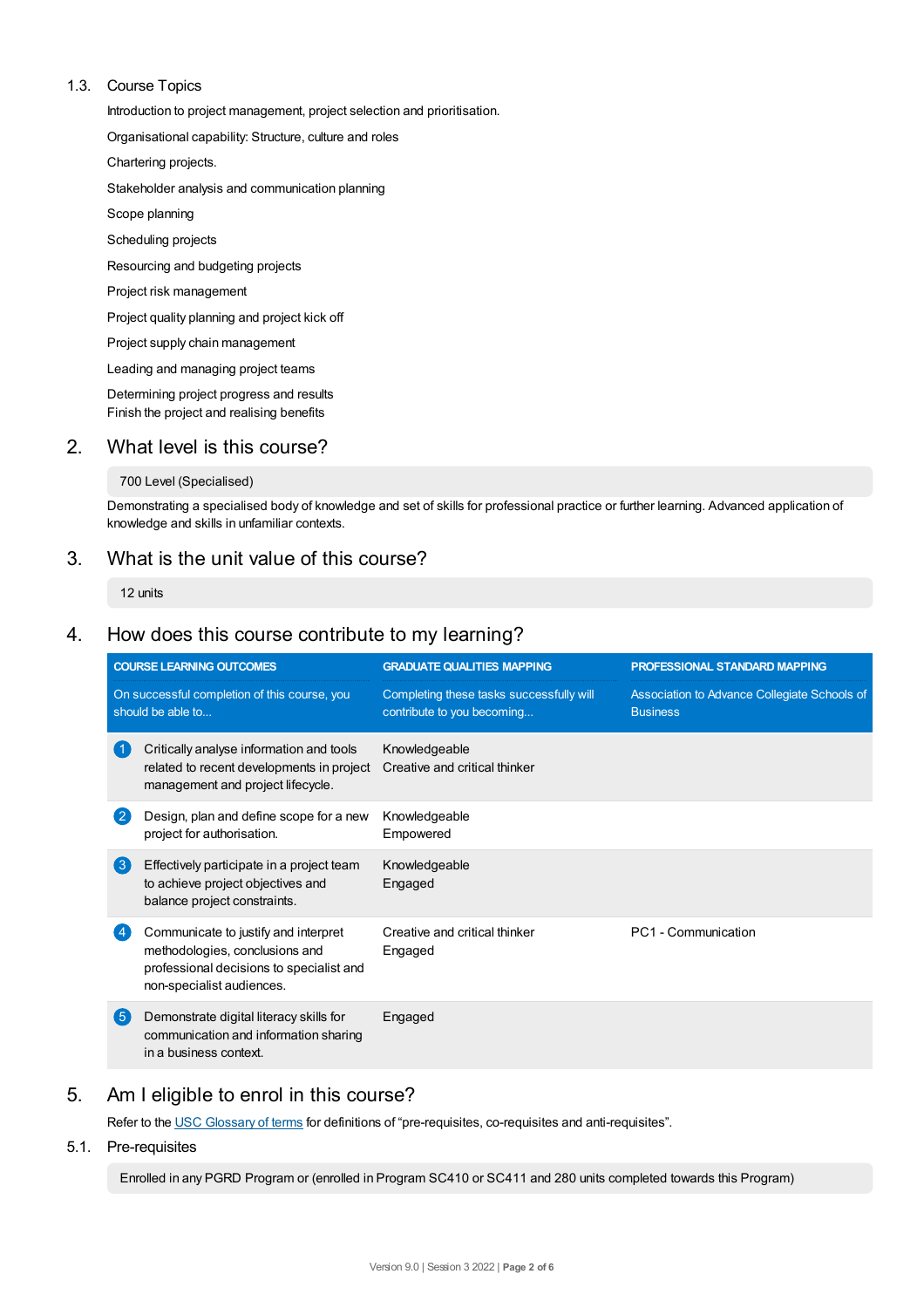### 1.3. Course Topics

Introduction to project management, project selection and prioritisation.

Organisational capability: Structure, culture and roles

Chartering projects.

Stakeholder analysis and communication planning

Scope planning

Scheduling projects

Resourcing and budgeting projects

Project risk management

Project quality planning and project kick off

Project supply chain management

Leading and managing project teams

Determining project progress and results
Finish the project and realising benefits

## 2. What level is this course?

700 Level (Specialised)

Demonstrating a specialised body of knowledge and set of skills for professional practice or further learning. Advanced application of knowledge and skills in unfamiliar contexts.

## 3. What is the unit value of this course?

12 units

## 4. How does this course contribute to my learning?

| COURSE LEARNING OUTCOMES<br>On successful completion of this course, you should be able to... | GRADUATE QUALITIES MAPPING<br>Completing these tasks successfully will contribute to you becoming... | PROFESSIONAL STANDARD MAPPING<br>Association to Advance Collegiate Schools of Business |
|---|---|---|
| 1 Critically analyse information and tools related to recent developments in project management and project lifecycle. | Knowledgeable<br>Creative and critical thinker | |
| 2 Design, plan and define scope for a new project for authorisation. | Knowledgeable<br>Empowered | |
| 3 Effectively participate in a project team to achieve project objectives and balance project constraints. | Knowledgeable<br>Engaged | |
| 4 Communicate to justify and interpret methodologies, conclusions and professional decisions to specialist and non-specialist audiences. | Creative and critical thinker<br>Engaged | PC1 - Communication |
| 5 Demonstrate digital literacy skills for communication and information sharing in a business context. | Engaged | |

## 5. Am I eligible to enrol in this course?

Refer to the USC Glossary of terms for definitions of "pre-requisites, co-requisites and anti-requisites".

### 5.1. Pre-requisites

Enrolled in any PGRD Program or (enrolled in Program SC410 or SC411 and 280 units completed towards this Program)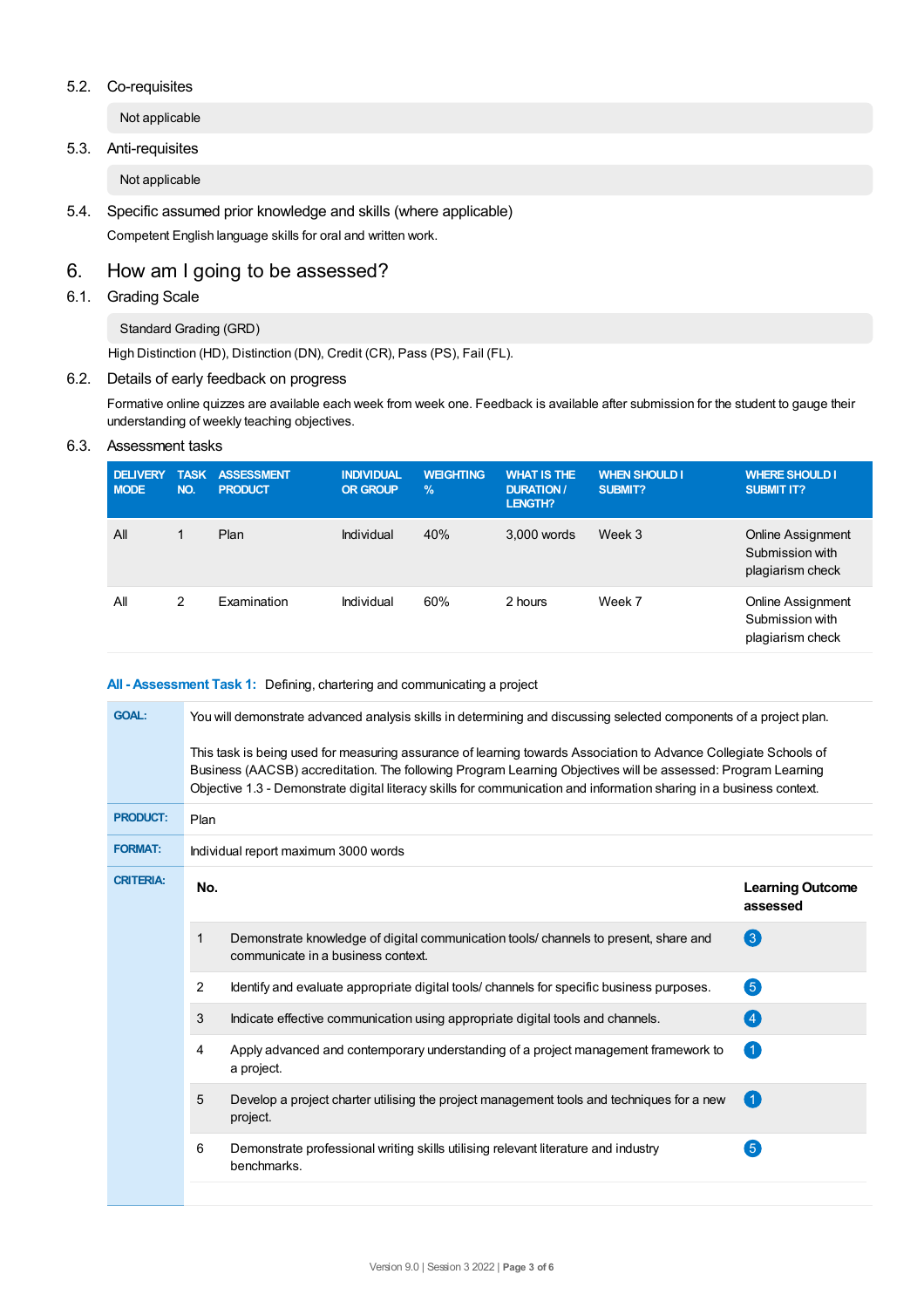### 5.2. Co-requisites

Not applicable

### 5.3. Anti-requisites

Not applicable

### 5.4. Specific assumed prior knowledge and skills (where applicable)

Competent English language skills for oral and written work.

## 6. How am I going to be assessed?

### 6.1. Grading Scale

Standard Grading (GRD)

High Distinction (HD), Distinction (DN), Credit (CR), Pass (PS), Fail (FL).

### 6.2. Details of early feedback on progress

Formative online quizzes are available each week from week one. Feedback is available after submission for the student to gauge their understanding of weekly teaching objectives.

### 6.3. Assessment tasks

| DELIVERY MODE | TASK NO. | ASSESSMENT PRODUCT | INDIVIDUAL OR GROUP | WEIGHTING % | WHAT IS THE DURATION / LENGTH? | WHEN SHOULD I SUBMIT? | WHERE SHOULD I SUBMIT IT? |
|---|---|---|---|---|---|---|---|
| All | 1 | Plan | Individual | 40% | 3,000 words | Week 3 | Online Assignment Submission with plagiarism check |
| All | 2 | Examination | Individual | 60% | 2 hours | Week 7 | Online Assignment Submission with plagiarism check |

**All - Assessment Task 1:** Defining, chartering and communicating a project

**GOAL:** You will demonstrate advanced analysis skills in determining and discussing selected components of a project plan.

This task is being used for measuring assurance of learning towards Association to Advance Collegiate Schools of Business (AACSB) accreditation. The following Program Learning Objectives will be assessed: Program Learning Objective 1.3 - Demonstrate digital literacy skills for communication and information sharing in a business context.

**PRODUCT:** Plan

**FORMAT:** Individual report maximum 3000 words

**CRITERIA:**

| No. | | Learning Outcome assessed |
|---|---|---|
| 1 | Demonstrate knowledge of digital communication tools/ channels to present, share and communicate in a business context. | 3 |
| 2 | Identify and evaluate appropriate digital tools/ channels for specific business purposes. | 5 |
| 3 | Indicate effective communication using appropriate digital tools and channels. | 4 |
| 4 | Apply advanced and contemporary understanding of a project management framework to a project. | 1 |
| 5 | Develop a project charter utilising the project management tools and techniques for a new project. | 1 |
| 6 | Demonstrate professional writing skills utilising relevant literature and industry benchmarks. | 5 |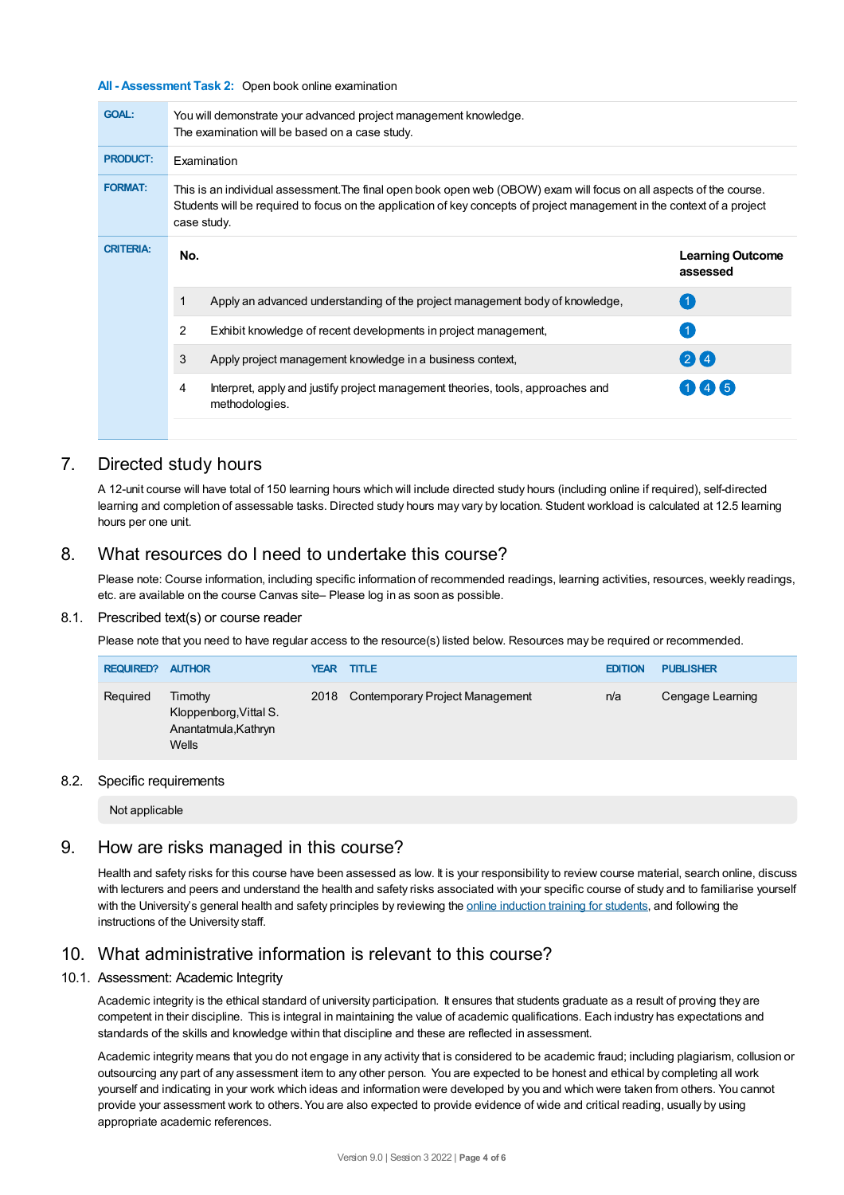**All - Assessment Task 2:** Open book online examination

| | |
|---|---|
| **GOAL:** | You will demonstrate your advanced project management knowledge. The examination will be based on a case study. |
| **PRODUCT:** | Examination |
| **FORMAT:** | This is an individual assessment.The final open book open web (OBOW) exam will focus on all aspects of the course. Students will be required to focus on the application of key concepts of project management in the context of a project case study. |
| **CRITERIA:** | |

| No. | | Learning Outcome assessed |
|---|---|---|
| 1 | Apply an advanced understanding of the project management body of knowledge, | 1 |
| 2 | Exhibit knowledge of recent developments in project management, | 1 |
| 3 | Apply project management knowledge in a business context, | 2 4 |
| 4 | Interpret, apply and justify project management theories, tools, approaches and methodologies. | 1 4 5 |

## 7. Directed study hours

A 12-unit course will have total of 150 learning hours which will include directed study hours (including online if required), self-directed learning and completion of assessable tasks. Directed study hours may vary by location. Student workload is calculated at 12.5 learning hours per one unit.

## 8. What resources do I need to undertake this course?

Please note: Course information, including specific information of recommended readings, learning activities, resources, weekly readings, etc. are available on the course Canvas site– Please log in as soon as possible.

### 8.1. Prescribed text(s) or course reader

Please note that you need to have regular access to the resource(s) listed below. Resources may be required or recommended.

| REQUIRED? | AUTHOR | YEAR | TITLE | EDITION | PUBLISHER |
|---|---|---|---|---|---|
| Required | Timothy Kloppenborg,Vittal S. Anantatmula,Kathryn Wells | 2018 | Contemporary Project Management | n/a | Cengage Learning |

### 8.2. Specific requirements

Not applicable

## 9. How are risks managed in this course?

Health and safety risks for this course have been assessed as low. It is your responsibility to review course material, search online, discuss with lecturers and peers and understand the health and safety risks associated with your specific course of study and to familiarise yourself with the University's general health and safety principles by reviewing the online induction training for students, and following the instructions of the University staff.

## 10. What administrative information is relevant to this course?

### 10.1. Assessment: Academic Integrity

Academic integrity is the ethical standard of university participation. It ensures that students graduate as a result of proving they are competent in their discipline. This is integral in maintaining the value of academic qualifications. Each industry has expectations and standards of the skills and knowledge within that discipline and these are reflected in assessment.

Academic integrity means that you do not engage in any activity that is considered to be academic fraud; including plagiarism, collusion or outsourcing any part of any assessment item to any other person. You are expected to be honest and ethical by completing all work yourself and indicating in your work which ideas and information were developed by you and which were taken from others. You cannot provide your assessment work to others. You are also expected to provide evidence of wide and critical reading, usually by using appropriate academic references.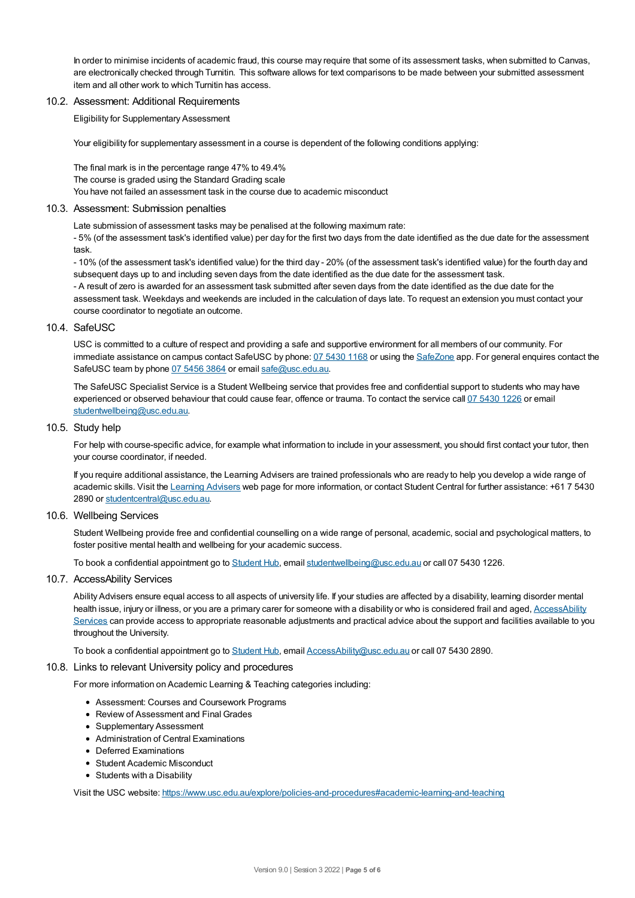In order to minimise incidents of academic fraud, this course may require that some of its assessment tasks, when submitted to Canvas, are electronically checked through Turnitin. This software allows for text comparisons to be made between your submitted assessment item and all other work to which Turnitin has access.

## 10.2. Assessment: Additional Requirements

Eligibility for Supplementary Assessment

Your eligibility for supplementary assessment in a course is dependent of the following conditions applying:

The final mark is in the percentage range 47% to 49.4%
The course is graded using the Standard Grading scale
You have not failed an assessment task in the course due to academic misconduct

## 10.3. Assessment: Submission penalties

Late submission of assessment tasks may be penalised at the following maximum rate:
- 5% (of the assessment task's identified value) per day for the first two days from the date identified as the due date for the assessment task.
- 10% (of the assessment task's identified value) for the third day - 20% (of the assessment task's identified value) for the fourth day and subsequent days up to and including seven days from the date identified as the due date for the assessment task.
- A result of zero is awarded for an assessment task submitted after seven days from the date identified as the due date for the assessment task. Weekdays and weekends are included in the calculation of days late. To request an extension you must contact your course coordinator to negotiate an outcome.

## 10.4. SafeUSC

USC is committed to a culture of respect and providing a safe and supportive environment for all members of our community. For immediate assistance on campus contact SafeUSC by phone: [07 5430 1168]() or using the [SafeZone]() app. For general enquires contact the SafeUSC team by phone [07 5456 3864]() or email [safe@usc.edu.au]().

The SafeUSC Specialist Service is a Student Wellbeing service that provides free and confidential support to students who may have experienced or observed behaviour that could cause fear, offence or trauma. To contact the service call [07 5430 1226]() or email [studentwellbeing@usc.edu.au]().

## 10.5. Study help

For help with course-specific advice, for example what information to include in your assessment, you should first contact your tutor, then your course coordinator, if needed.

If you require additional assistance, the Learning Advisers are trained professionals who are ready to help you develop a wide range of academic skills. Visit the [Learning Advisers]() web page for more information, or contact Student Central for further assistance: +61 7 5430 2890 or [studentcentral@usc.edu.au]().

## 10.6. Wellbeing Services

Student Wellbeing provide free and confidential counselling on a wide range of personal, academic, social and psychological matters, to foster positive mental health and wellbeing for your academic success.

To book a confidential appointment go to [Student Hub](), email [studentwellbeing@usc.edu.au]() or call 07 5430 1226.

## 10.7. AccessAbility Services

Ability Advisers ensure equal access to all aspects of university life. If your studies are affected by a disability, learning disorder mental health issue, injury or illness, or you are a primary carer for someone with a disability or who is considered frail and aged, [AccessAbility Services]() can provide access to appropriate reasonable adjustments and practical advice about the support and facilities available to you throughout the University.

To book a confidential appointment go to [Student Hub](), email [AccessAbility@usc.edu.au]() or call 07 5430 2890.

## 10.8. Links to relevant University policy and procedures

For more information on Academic Learning & Teaching categories including:

- Assessment: Courses and Coursework Programs
- Review of Assessment and Final Grades
- Supplementary Assessment
- Administration of Central Examinations
- Deferred Examinations
- Student Academic Misconduct
- Students with a Disability

Visit the USC website: [https://www.usc.edu.au/explore/policies-and-procedures#academic-learning-and-teaching](https://www.usc.edu.au/explore/policies-and-procedures#academic-learning-and-teaching)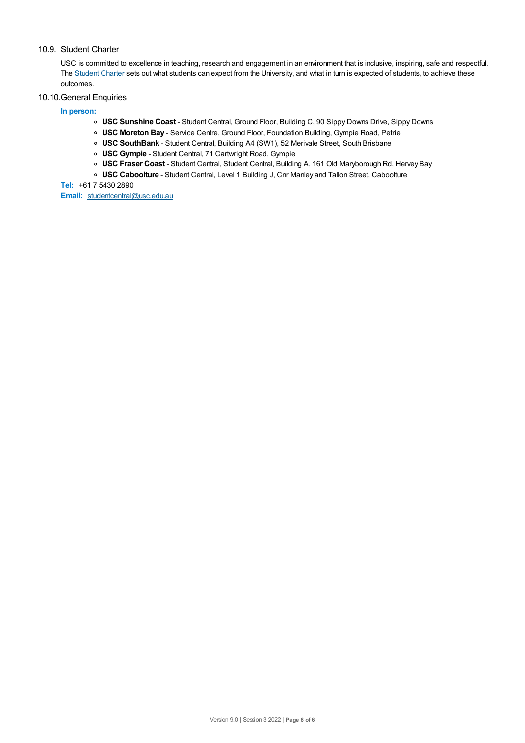### 10.9. Student Charter

USC is committed to excellence in teaching, research and engagement in an environment that is inclusive, inspiring, safe and respectful. The Student Charter sets out what students can expect from the University, and what in turn is expected of students, to achieve these outcomes.

### 10.10. General Enquiries

**In person:**

- **USC Sunshine Coast** - Student Central, Ground Floor, Building C, 90 Sippy Downs Drive, Sippy Downs
- **USC Moreton Bay** - Service Centre, Ground Floor, Foundation Building, Gympie Road, Petrie
- **USC SouthBank** - Student Central, Building A4 (SW1), 52 Merivale Street, South Brisbane
- **USC Gympie** - Student Central, 71 Cartwright Road, Gympie
- **USC Fraser Coast** - Student Central, Student Central, Building A, 161 Old Maryborough Rd, Hervey Bay
- **USC Caboolture** - Student Central, Level 1 Building J, Cnr Manley and Tallon Street, Caboolture

**Tel:** +61 7 5430 2890

**Email:** studentcentral@usc.edu.au